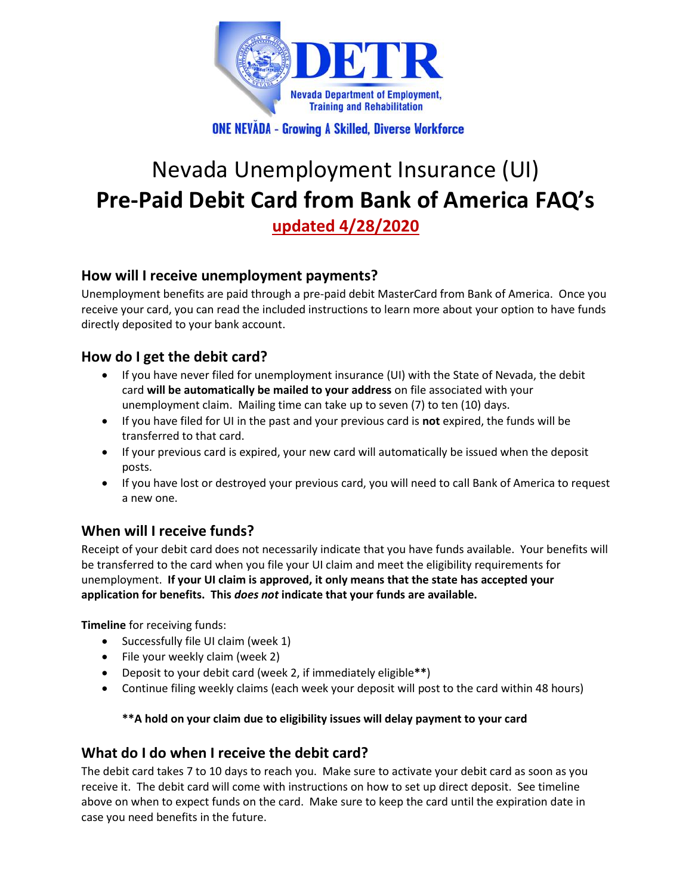DETR

Nevada Department of Employment, Training and Rehabilitation

ONE NEVADA - Growing A Skilled, Diverse Workforce

# Nevada Unemployment Insurance (UI)
# **Pre-Paid Debit Card from Bank of America FAQ's**

**updated 4/28/2020**

## How will I receive unemployment payments?

Unemployment benefits are paid through a pre-paid debit MasterCard from Bank of America. Once you receive your card, you can read the included instructions to learn more about your option to have funds directly deposited to your bank account.

## How do I get the debit card?

- If you have never filed for unemployment insurance (UI) with the State of Nevada, the debit card **will be automatically be mailed to your address** on file associated with your unemployment claim. Mailing time can take up to seven (7) to ten (10) days.
- If you have filed for UI in the past and your previous card is **not** expired, the funds will be transferred to that card.
- If your previous card is expired, your new card will automatically be issued when the deposit posts.
- If you have lost or destroyed your previous card, you will need to call Bank of America to request a new one.

## When will I receive funds?

Receipt of your debit card does not necessarily indicate that you have funds available. Your benefits will be transferred to the card when you file your UI claim and meet the eligibility requirements for unemployment. **If your UI claim is approved, it only means that the state has accepted your application for benefits. This *does not* indicate that your funds are available.**

**Timeline** for receiving funds:

- Successfully file UI claim (week 1)
- File your weekly claim (week 2)
- Deposit to your debit card (week 2, if immediately eligible**)
- Continue filing weekly claims (each week your deposit will post to the card within 48 hours)

**\*\*A hold on your claim due to eligibility issues will delay payment to your card**

## What do I do when I receive the debit card?

The debit card takes 7 to 10 days to reach you. Make sure to activate your debit card as soon as you receive it. The debit card will come with instructions on how to set up direct deposit. See timeline above on when to expect funds on the card. Make sure to keep the card until the expiration date in case you need benefits in the future.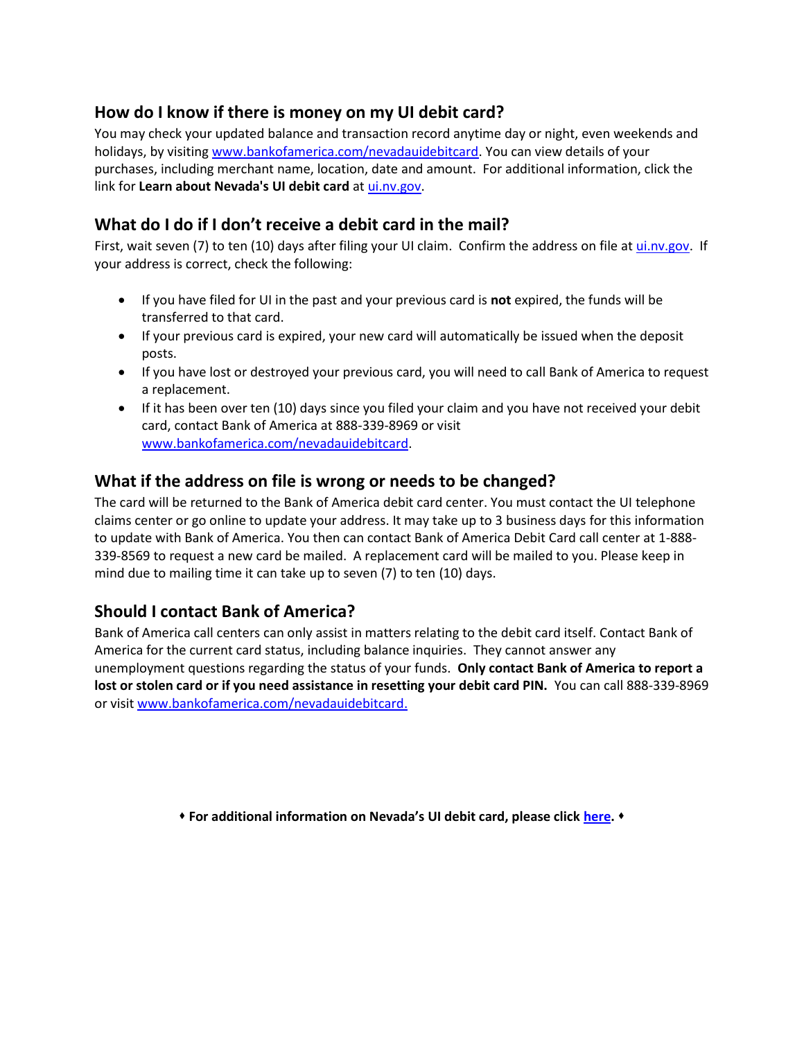## How do I know if there is money on my UI debit card?

You may check your updated balance and transaction record anytime day or night, even weekends and holidays, by visiting www.bankofamerica.com/nevadauidebitcard. You can view details of your purchases, including merchant name, location, date and amount. For additional information, click the link for **Learn about Nevada's UI debit card** at ui.nv.gov.

## What do I do if I don't receive a debit card in the mail?

First, wait seven (7) to ten (10) days after filing your UI claim. Confirm the address on file at ui.nv.gov. If your address is correct, check the following:

- If you have filed for UI in the past and your previous card is **not** expired, the funds will be transferred to that card.
- If your previous card is expired, your new card will automatically be issued when the deposit posts.
- If you have lost or destroyed your previous card, you will need to call Bank of America to request a replacement.
- If it has been over ten (10) days since you filed your claim and you have not received your debit card, contact Bank of America at 888-339-8969 or visit www.bankofamerica.com/nevadauidebitcard.

## What if the address on file is wrong or needs to be changed?

The card will be returned to the Bank of America debit card center. You must contact the UI telephone claims center or go online to update your address. It may take up to 3 business days for this information to update with Bank of America. You then can contact Bank of America Debit Card call center at 1-888-339-8569 to request a new card be mailed. A replacement card will be mailed to you. Please keep in mind due to mailing time it can take up to seven (7) to ten (10) days.

## Should I contact Bank of America?

Bank of America call centers can only assist in matters relating to the debit card itself. Contact Bank of America for the current card status, including balance inquiries. They cannot answer any unemployment questions regarding the status of your funds. **Only contact Bank of America to report a lost or stolen card or if you need assistance in resetting your debit card PIN.** You can call 888-339-8969 or visit www.bankofamerica.com/nevadauidebitcard.

♦ **For additional information on Nevada's UI debit card, please click here.** ♦